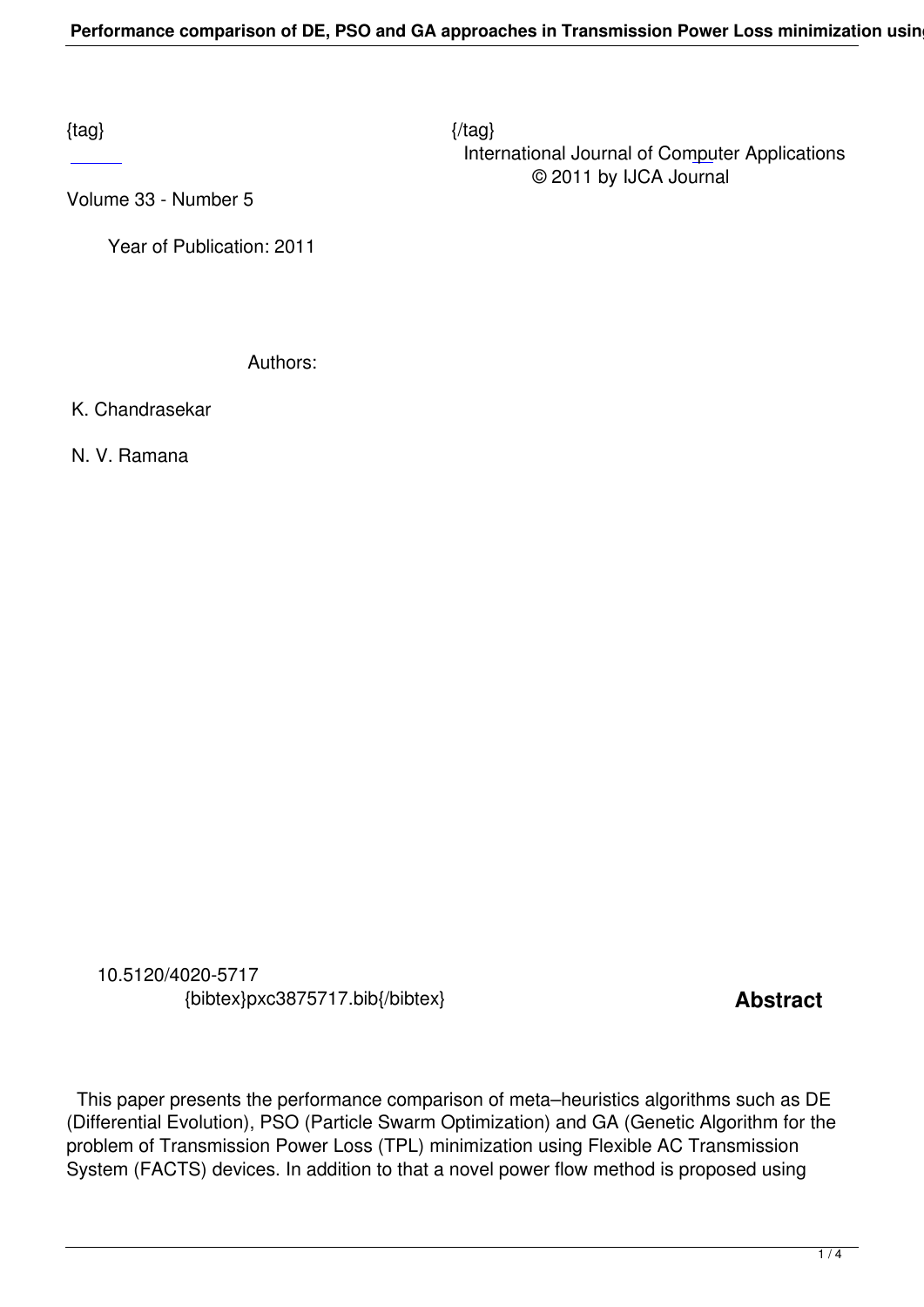{tag} {/tag}

International Journal of Computer Applications
© 2011 by IJCA Journal

Volume 33 - Number 5

Year of Publication: 2011

Authors:

K. Chandrasekar

N. V. Ramana

10.5120/4020-5717
{bibtex}pxc3875717.bib{/bibtex}

## Abstract

This paper presents the performance comparison of meta–heuristics algorithms such as DE (Differential Evolution), PSO (Particle Swarm Optimization) and GA (Genetic Algorithm for the problem of Transmission Power Loss (TPL) minimization using Flexible AC Transmission System (FACTS) devices. In addition to that a novel power flow method is proposed using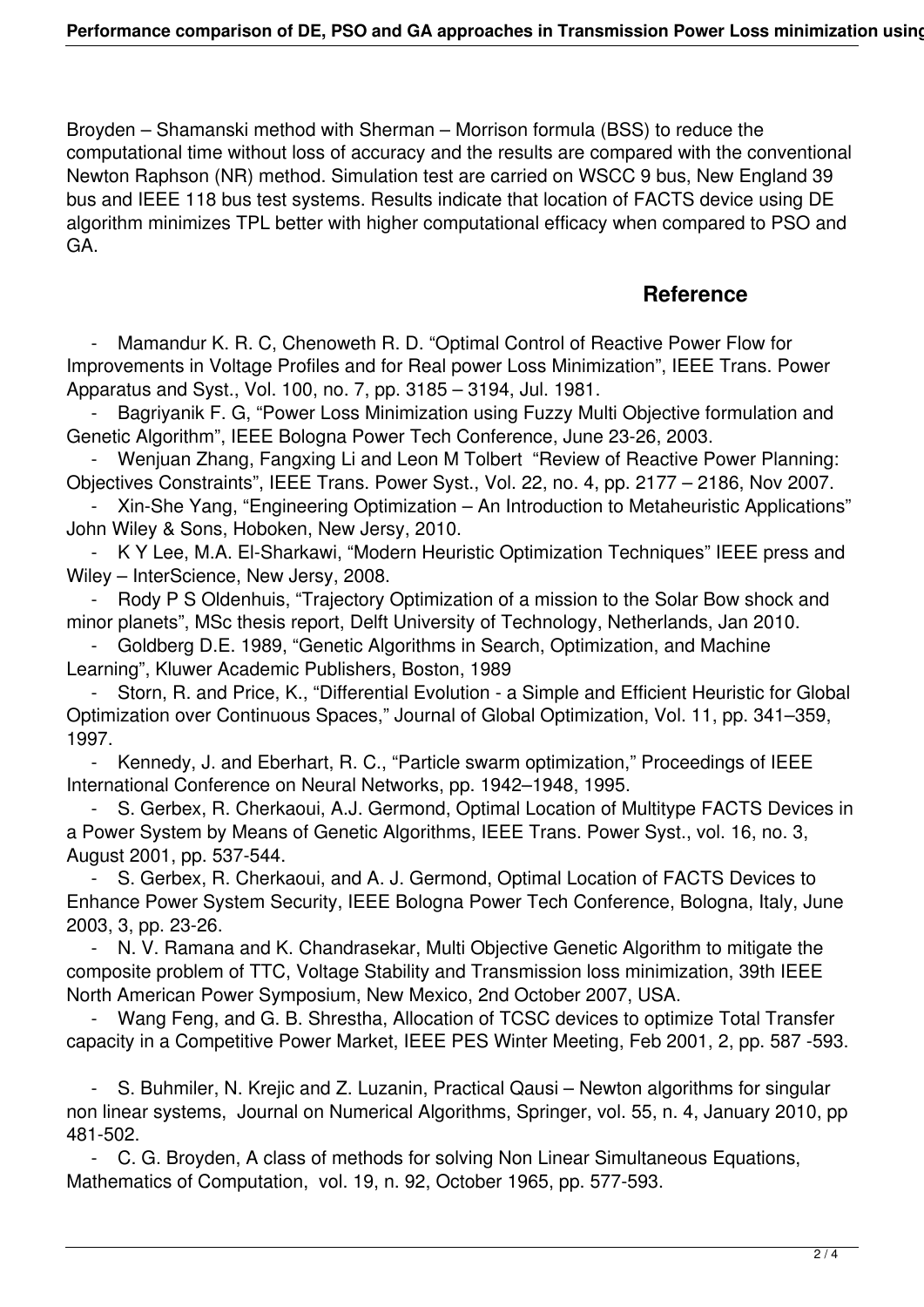Broyden – Shamanski method with Sherman – Morrison formula (BSS) to reduce the computational time without loss of accuracy and the results are compared with the conventional Newton Raphson (NR) method. Simulation test are carried on WSCC 9 bus, New England 39 bus and IEEE 118 bus test systems. Results indicate that location of FACTS device using DE algorithm minimizes TPL better with higher computational efficacy when compared to PSO and GA.

## Reference

- Mamandur K. R. C, Chenoweth R. D. "Optimal Control of Reactive Power Flow for Improvements in Voltage Profiles and for Real power Loss Minimization", IEEE Trans. Power Apparatus and Syst., Vol. 100, no. 7, pp. 3185 – 3194, Jul. 1981.
- Bagriyanik F. G, "Power Loss Minimization using Fuzzy Multi Objective formulation and Genetic Algorithm", IEEE Bologna Power Tech Conference, June 23-26, 2003.
- Wenjuan Zhang, Fangxing Li and Leon M Tolbert "Review of Reactive Power Planning: Objectives Constraints", IEEE Trans. Power Syst., Vol. 22, no. 4, pp. 2177 – 2186, Nov 2007.
- Xin-She Yang, "Engineering Optimization – An Introduction to Metaheuristic Applications" John Wiley & Sons, Hoboken, New Jersy, 2010.
- K Y Lee, M.A. El-Sharkawi, "Modern Heuristic Optimization Techniques" IEEE press and Wiley – InterScience, New Jersy, 2008.
- Rody P S Oldenhuis, "Trajectory Optimization of a mission to the Solar Bow shock and minor planets", MSc thesis report, Delft University of Technology, Netherlands, Jan 2010.
- Goldberg D.E. 1989, "Genetic Algorithms in Search, Optimization, and Machine Learning", Kluwer Academic Publishers, Boston, 1989
- Storn, R. and Price, K., "Differential Evolution - a Simple and Efficient Heuristic for Global Optimization over Continuous Spaces," Journal of Global Optimization, Vol. 11, pp. 341–359, 1997.
- Kennedy, J. and Eberhart, R. C., "Particle swarm optimization," Proceedings of IEEE International Conference on Neural Networks, pp. 1942–1948, 1995.
- S. Gerbex, R. Cherkaoui, A.J. Germond, Optimal Location of Multitype FACTS Devices in a Power System by Means of Genetic Algorithms, IEEE Trans. Power Syst., vol. 16, no. 3, August 2001, pp. 537-544.
- S. Gerbex, R. Cherkaoui, and A. J. Germond, Optimal Location of FACTS Devices to Enhance Power System Security, IEEE Bologna Power Tech Conference, Bologna, Italy, June 2003, 3, pp. 23-26.
- N. V. Ramana and K. Chandrasekar, Multi Objective Genetic Algorithm to mitigate the composite problem of TTC, Voltage Stability and Transmission loss minimization, 39th IEEE North American Power Symposium, New Mexico, 2nd October 2007, USA.
- Wang Feng, and G. B. Shrestha, Allocation of TCSC devices to optimize Total Transfer capacity in a Competitive Power Market, IEEE PES Winter Meeting, Feb 2001, 2, pp. 587 -593.
- S. Buhmiler, N. Krejic and Z. Luzanin, Practical Qausi – Newton algorithms for singular non linear systems, Journal on Numerical Algorithms, Springer, vol. 55, n. 4, January 2010, pp 481-502.
- C. G. Broyden, A class of methods for solving Non Linear Simultaneous Equations, Mathematics of Computation, vol. 19, n. 92, October 1965, pp. 577-593.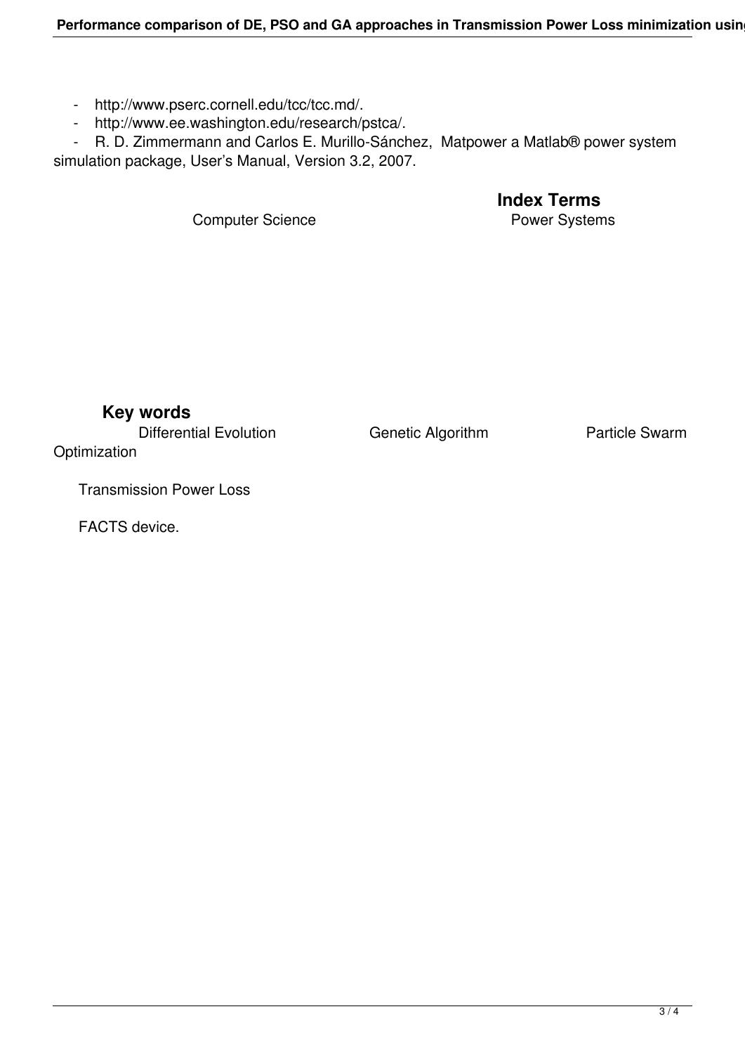- http://www.pserc.cornell.edu/tcc/tcc.md/.
- http://www.ee.washington.edu/research/pstca/.
- R. D. Zimmermann and Carlos E. Murillo-Sánchez, Matpower a Matlab® power system simulation package, User's Manual, Version 3.2, 2007.

## Index Terms

Computer Science

Power Systems

## Key words

Differential Evolution

Genetic Algorithm

Particle Swarm Optimization

Transmission Power Loss

FACTS device.